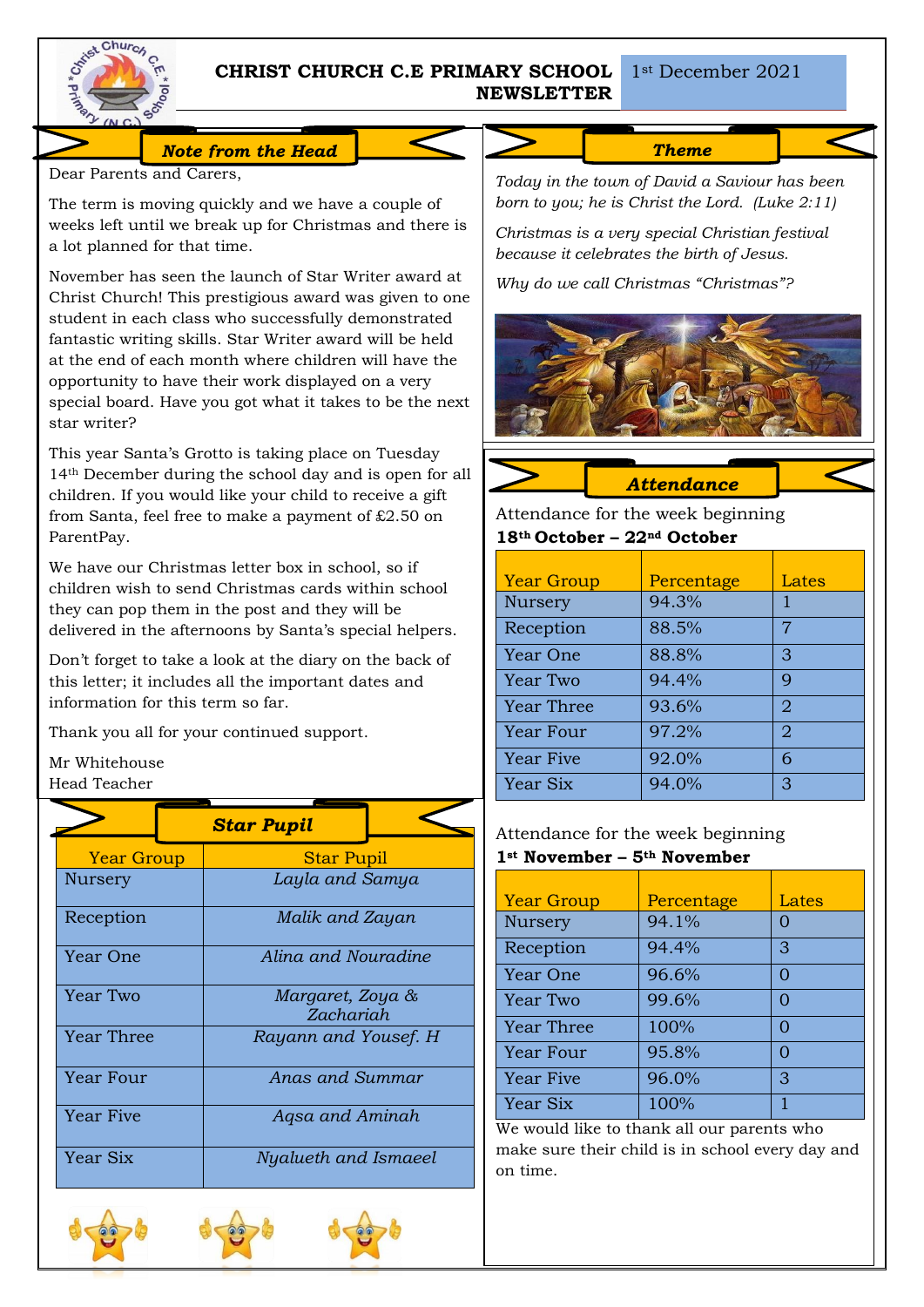# CHRIST CHURCH C.E PRIMARY SCHOOL NEWSLETTER

1st December 2021

## *Note from the Head*

Dear Parents and Carers,

The term is moving quickly and we have a couple of weeks left until we break up for Christmas and there is a lot planned for that time.

November has seen the launch of Star Writer award at Christ Church! This prestigious award was given to one student in each class who successfully demonstrated fantastic writing skills. Star Writer award will be held at the end of each month where children will have the opportunity to have their work displayed on a very special board. Have you got what it takes to be the next star writer?

This year Santa's Grotto is taking place on Tuesday 14th December during the school day and is open for all children. If you would like your child to receive a gift from Santa, feel free to make a payment of £2.50 on ParentPay.

We have our Christmas letter box in school, so if children wish to send Christmas cards within school they can pop them in the post and they will be delivered in the afternoons by Santa's special helpers.

Don't forget to take a look at the diary on the back of this letter; it includes all the important dates and information for this term so far.

Thank you all for your continued support.

Mr Whitehouse
Head Teacher

## *Star Pupil*

| Year Group | Star Pupil |
|---|---|
| Nursery | *Layla and Samya* |
| Reception | *Malik and Zayan* |
| Year One | *Alina and Nouradine* |
| Year Two | *Margaret, Zoya & Zachariah* |
| Year Three | *Rayann and Yousef. H* |
| Year Four | *Anas and Summar* |
| Year Five | *Aqsa and Aminah* |
| Year Six | *Nyalueth and Ismaeel* |

## *Theme*

*Today in the town of David a Saviour has been born to you; he is Christ the Lord. (Luke 2:11)*

*Christmas is a very special Christian festival because it celebrates the birth of Jesus.*

*Why do we call Christmas "Christmas"?*

## *Attendance*

Attendance for the week beginning
**18th October – 22nd October**

| Year Group | Percentage | Lates |
|---|---|---|
| Nursery | 94.3% | 1 |
| Reception | 88.5% | 7 |
| Year One | 88.8% | 3 |
| Year Two | 94.4% | 9 |
| Year Three | 93.6% | 2 |
| Year Four | 97.2% | 2 |
| Year Five | 92.0% | 6 |
| Year Six | 94.0% | 3 |

Attendance for the week beginning
**1st November – 5th November**

| Year Group | Percentage | Lates |
|---|---|---|
| Nursery | 94.1% | 0 |
| Reception | 94.4% | 3 |
| Year One | 96.6% | 0 |
| Year Two | 99.6% | 0 |
| Year Three | 100% | 0 |
| Year Four | 95.8% | 0 |
| Year Five | 96.0% | 3 |
| Year Six | 100% | 1 |

We would like to thank all our parents who make sure their child is in school every day and on time.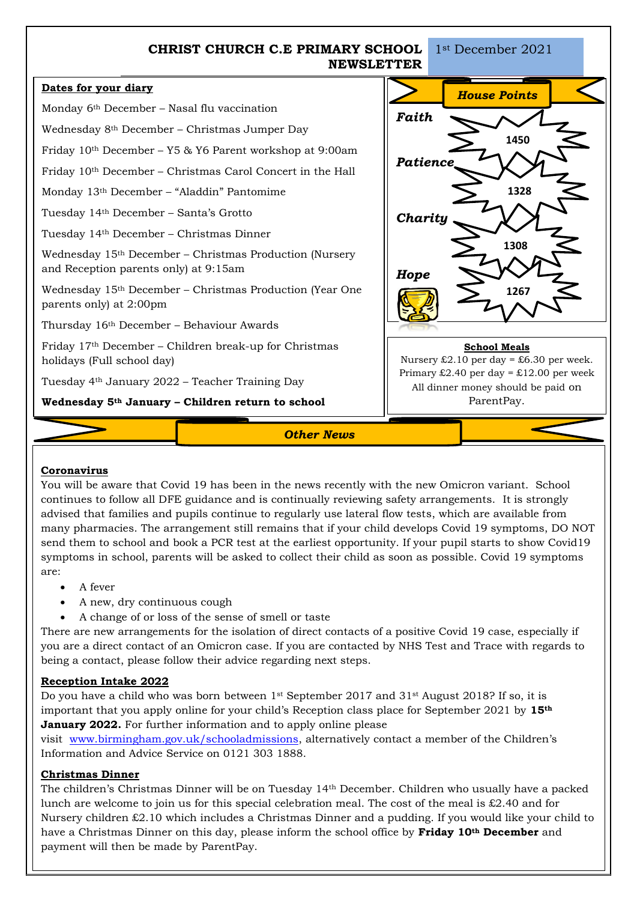# CHRIST CHURCH C.E PRIMARY SCHOOL NEWSLETTER

1st December 2021

## Dates for your diary

Monday 6th December – Nasal flu vaccination

Wednesday 8th December – Christmas Jumper Day

Friday 10th December – Y5 & Y6 Parent workshop at 9:00am

Friday 10th December – Christmas Carol Concert in the Hall

Monday 13th December – "Aladdin" Pantomime

Tuesday 14th December – Santa's Grotto

Tuesday 14th December – Christmas Dinner

Wednesday 15th December – Christmas Production (Nursery and Reception parents only) at 9:15am

Wednesday 15th December – Christmas Production (Year One parents only) at 2:00pm

Thursday 16th December – Behaviour Awards

Friday 17th December – Children break-up for Christmas holidays (Full school day)

Tuesday 4th January 2022 – Teacher Training Day

**Wednesday 5th January – Children return to school**

## House Points

***Faith*** 1450

***Patience*** 1328

***Charity*** 1308

***Hope*** 1267

## School Meals

Nursery £2.10 per day = £6.30 per week.
Primary £2.40 per day = £12.00 per week
All dinner money should be paid on ParentPay.

## *Other News*

### Coronavirus

You will be aware that Covid 19 has been in the news recently with the new Omicron variant. School continues to follow all DFE guidance and is continually reviewing safety arrangements. It is strongly advised that families and pupils continue to regularly use lateral flow tests, which are available from many pharmacies. The arrangement still remains that if your child develops Covid 19 symptoms, DO NOT send them to school and book a PCR test at the earliest opportunity. If your pupil starts to show Covid19 symptoms in school, parents will be asked to collect their child as soon as possible. Covid 19 symptoms are:

- A fever
- A new, dry continuous cough
- A change of or loss of the sense of smell or taste

There are new arrangements for the isolation of direct contacts of a positive Covid 19 case, especially if you are a direct contact of an Omicron case. If you are contacted by NHS Test and Trace with regards to being a contact, please follow their advice regarding next steps.

### Reception Intake 2022

Do you have a child who was born between 1st September 2017 and 31st August 2018? If so, it is important that you apply online for your child's Reception class place for September 2021 by **15th January 2022.** For further information and to apply online please visit www.birmingham.gov.uk/schooladmissions, alternatively contact a member of the Children's Information and Advice Service on 0121 303 1888.

### Christmas Dinner

The children's Christmas Dinner will be on Tuesday 14th December. Children who usually have a packed lunch are welcome to join us for this special celebration meal. The cost of the meal is £2.40 and for Nursery children £2.10 which includes a Christmas Dinner and a pudding. If you would like your child to have a Christmas Dinner on this day, please inform the school office by **Friday 10th December** and payment will then be made by ParentPay.